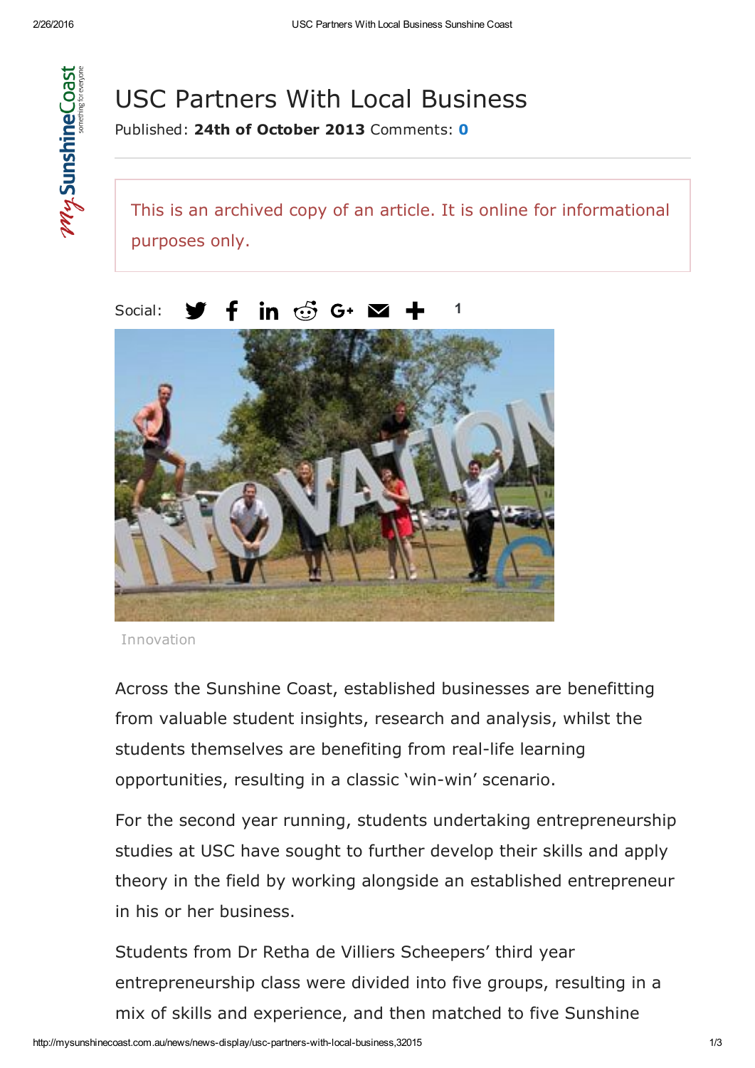# USC Partners With Local Business

Published: **24th of October 2013** Comments: **0**

This is an archived copy of an article. It is online for informational purposes only.

Social: 1

Innovation

Across the Sunshine Coast, established businesses are benefitting from valuable student insights, research and analysis, whilst the students themselves are benefiting from real-life learning opportunities, resulting in a classic 'win-win' scenario.

For the second year running, students undertaking entrepreneurship studies at USC have sought to further develop their skills and apply theory in the field by working alongside an established entrepreneur in his or her business.

Students from Dr Retha de Villiers Scheepers' third year entrepreneurship class were divided into five groups, resulting in a mix of skills and experience, and then matched to five Sunshine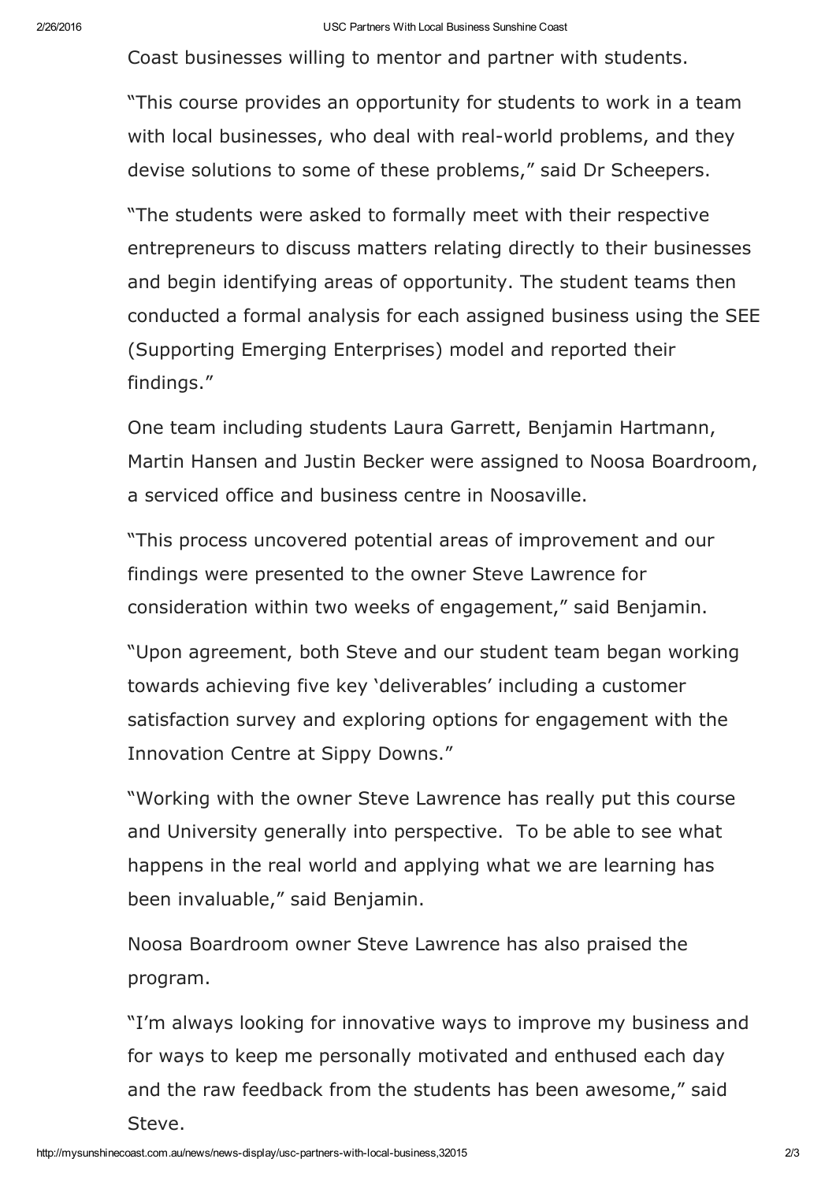Coast businesses willing to mentor and partner with students.

"This course provides an opportunity for students to work in a team with local businesses, who deal with real-world problems, and they devise solutions to some of these problems," said Dr Scheepers.

"The students were asked to formally meet with their respective entrepreneurs to discuss matters relating directly to their businesses and begin identifying areas of opportunity. The student teams then conducted a formal analysis for each assigned business using the SEE (Supporting Emerging Enterprises) model and reported their findings."

One team including students Laura Garrett, Benjamin Hartmann, Martin Hansen and Justin Becker were assigned to Noosa Boardroom, a serviced office and business centre in Noosaville.

"This process uncovered potential areas of improvement and our findings were presented to the owner Steve Lawrence for consideration within two weeks of engagement," said Benjamin.

"Upon agreement, both Steve and our student team began working towards achieving five key 'deliverables' including a customer satisfaction survey and exploring options for engagement with the Innovation Centre at Sippy Downs."

"Working with the owner Steve Lawrence has really put this course and University generally into perspective. To be able to see what happens in the real world and applying what we are learning has been invaluable," said Benjamin.

Noosa Boardroom owner Steve Lawrence has also praised the program.

"I'm always looking for innovative ways to improve my business and for ways to keep me personally motivated and enthused each day and the raw feedback from the students has been awesome," said Steve.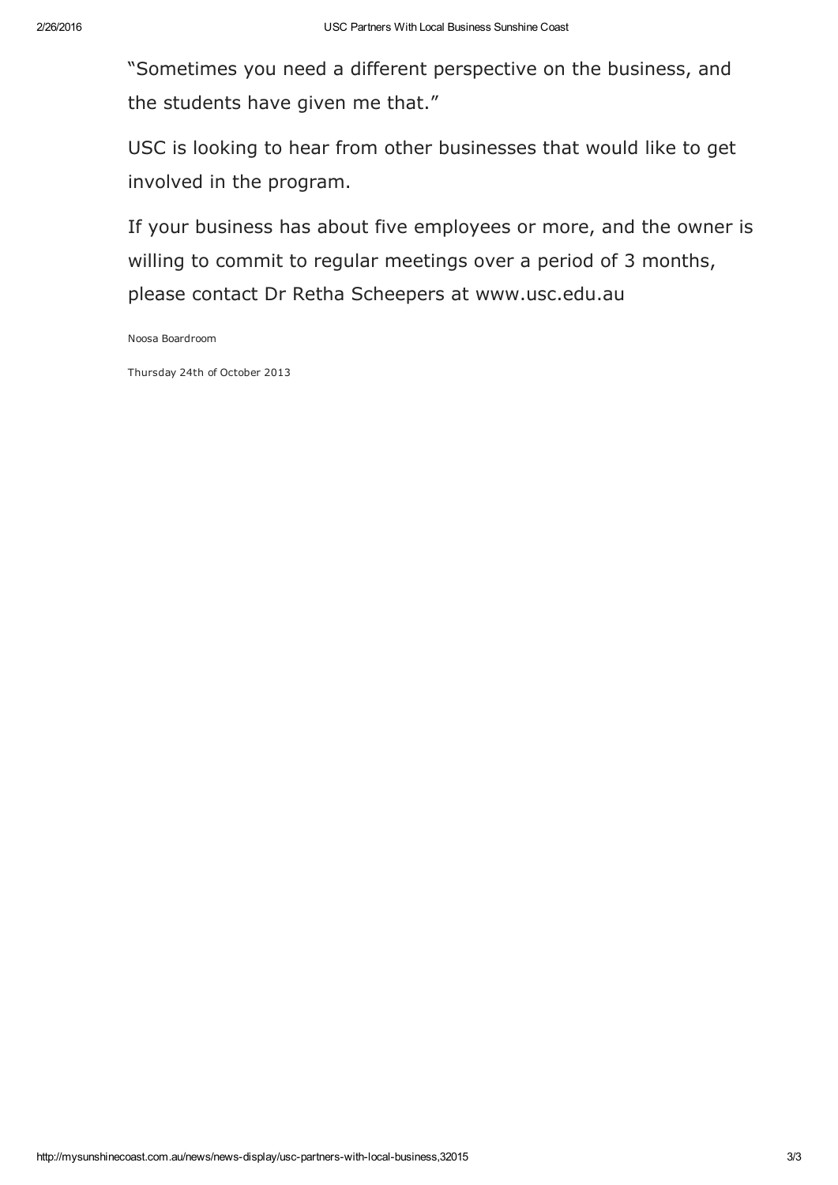"Sometimes you need a different perspective on the business, and the students have given me that."

USC is looking to hear from other businesses that would like to get involved in the program.

If your business has about five employees or more, and the owner is willing to commit to regular meetings over a period of 3 months, please contact Dr Retha Scheepers at www.usc.edu.au

Noosa Boardroom

Thursday 24th of October 2013